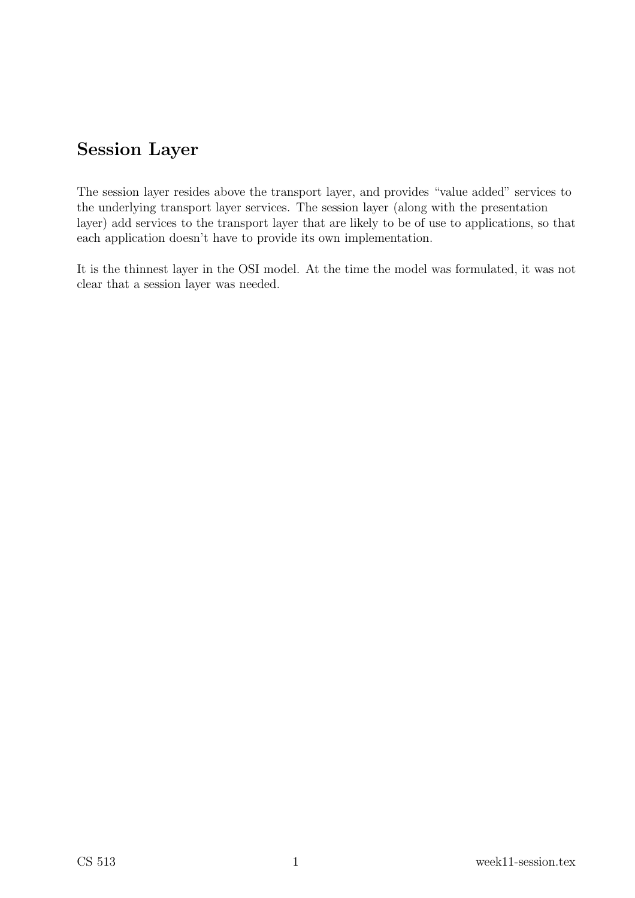## Session Layer

The session layer resides above the transport layer, and provides "value added" services to the underlying transport layer services. The session layer (along with the presentation layer) add services to the transport layer that are likely to be of use to applications, so that each application doesn't have to provide its own implementation.

It is the thinnest layer in the OSI model. At the time the model was formulated, it was not clear that a session layer was needed.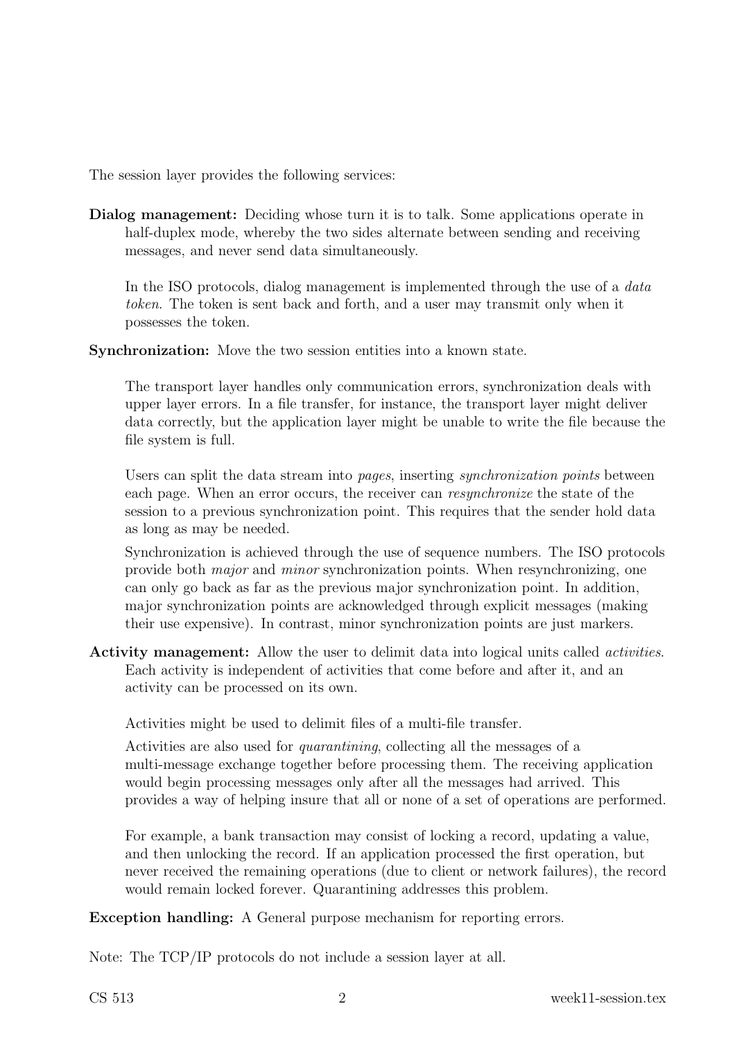The session layer provides the following services:

**Dialog management:** Deciding whose turn it is to talk. Some applications operate in half-duplex mode, whereby the two sides alternate between sending and receiving messages, and never send data simultaneously.

In the ISO protocols, dialog management is implemented through the use of a *data token*. The token is sent back and forth, and a user may transmit only when it possesses the token.

**Synchronization:** Move the two session entities into a known state.

The transport layer handles only communication errors, synchronization deals with upper layer errors. In a file transfer, for instance, the transport layer might deliver data correctly, but the application layer might be unable to write the file because the file system is full.

Users can split the data stream into *pages*, inserting *synchronization points* between each page. When an error occurs, the receiver can *resynchronize* the state of the session to a previous synchronization point. This requires that the sender hold data as long as may be needed.

Synchronization is achieved through the use of sequence numbers. The ISO protocols provide both *major* and *minor* synchronization points. When resynchronizing, one can only go back as far as the previous major synchronization point. In addition, major synchronization points are acknowledged through explicit messages (making their use expensive). In contrast, minor synchronization points are just markers.

**Activity management:** Allow the user to delimit data into logical units called *activities*. Each activity is independent of activities that come before and after it, and an activity can be processed on its own.

Activities might be used to delimit files of a multi-file transfer.

Activities are also used for *quarantining*, collecting all the messages of a multi-message exchange together before processing them. The receiving application would begin processing messages only after all the messages had arrived. This provides a way of helping insure that all or none of a set of operations are performed.

For example, a bank transaction may consist of locking a record, updating a value, and then unlocking the record. If an application processed the first operation, but never received the remaining operations (due to client or network failures), the record would remain locked forever. Quarantining addresses this problem.

**Exception handling:** A General purpose mechanism for reporting errors.

Note: The TCP/IP protocols do not include a session layer at all.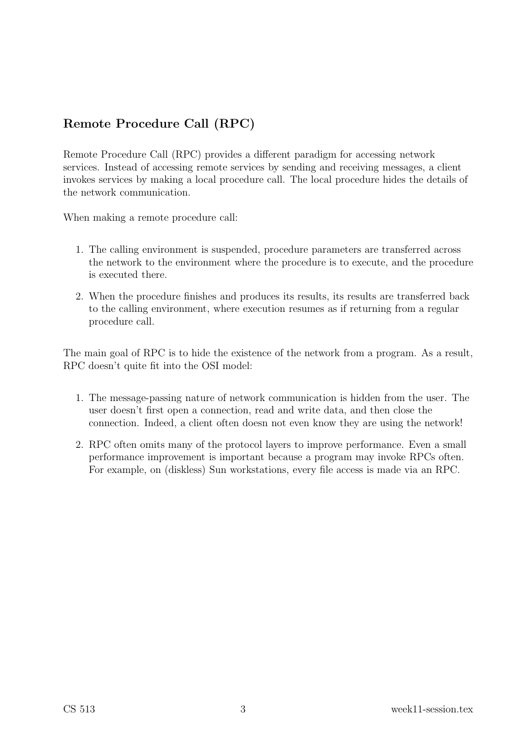## Remote Procedure Call (RPC)

Remote Procedure Call (RPC) provides a different paradigm for accessing network services. Instead of accessing remote services by sending and receiving messages, a client invokes services by making a local procedure call. The local procedure hides the details of the network communication.

When making a remote procedure call:

1. The calling environment is suspended, procedure parameters are transferred across the network to the environment where the procedure is to execute, and the procedure is executed there.
2. When the procedure finishes and produces its results, its results are transferred back to the calling environment, where execution resumes as if returning from a regular procedure call.

The main goal of RPC is to hide the existence of the network from a program. As a result, RPC doesn't quite fit into the OSI model:

1. The message-passing nature of network communication is hidden from the user. The user doesn't first open a connection, read and write data, and then close the connection. Indeed, a client often doesn not even know they are using the network!
2. RPC often omits many of the protocol layers to improve performance. Even a small performance improvement is important because a program may invoke RPCs often. For example, on (diskless) Sun workstations, every file access is made via an RPC.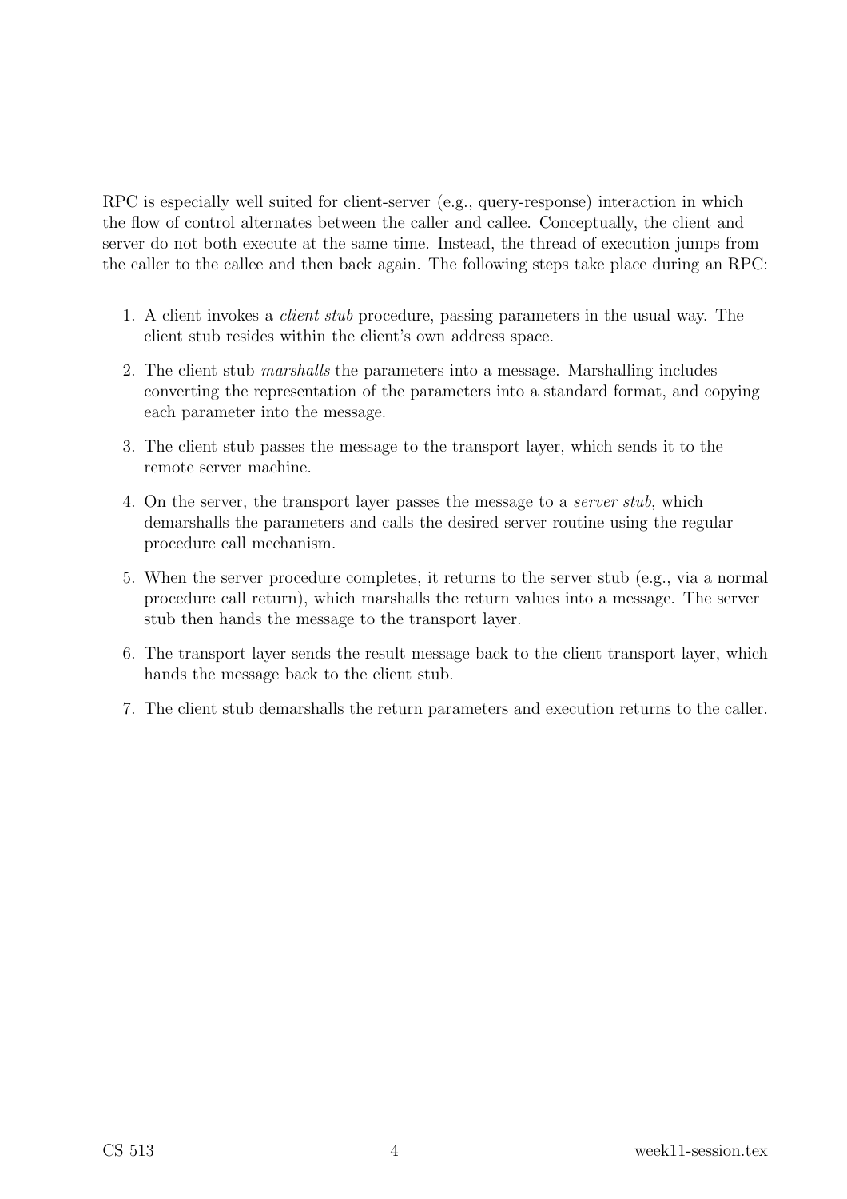RPC is especially well suited for client-server (e.g., query-response) interaction in which the flow of control alternates between the caller and callee. Conceptually, the client and server do not both execute at the same time. Instead, the thread of execution jumps from the caller to the callee and then back again. The following steps take place during an RPC:

1. A client invokes a *client stub* procedure, passing parameters in the usual way. The client stub resides within the client's own address space.
2. The client stub *marshalls* the parameters into a message. Marshalling includes converting the representation of the parameters into a standard format, and copying each parameter into the message.
3. The client stub passes the message to the transport layer, which sends it to the remote server machine.
4. On the server, the transport layer passes the message to a *server stub*, which demarshalls the parameters and calls the desired server routine using the regular procedure call mechanism.
5. When the server procedure completes, it returns to the server stub (e.g., via a normal procedure call return), which marshalls the return values into a message. The server stub then hands the message to the transport layer.
6. The transport layer sends the result message back to the client transport layer, which hands the message back to the client stub.
7. The client stub demarshalls the return parameters and execution returns to the caller.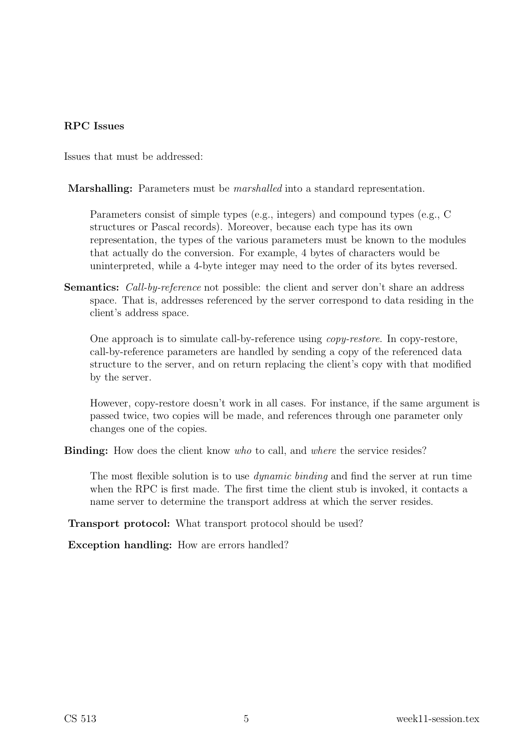**RPC Issues**

Issues that must be addressed:

**Marshalling:** Parameters must be *marshalled* into a standard representation.

Parameters consist of simple types (e.g., integers) and compound types (e.g., C structures or Pascal records). Moreover, because each type has its own representation, the types of the various parameters must be known to the modules that actually do the conversion. For example, 4 bytes of characters would be uninterpreted, while a 4-byte integer may need to the order of its bytes reversed.

**Semantics:** *Call-by-reference* not possible: the client and server don't share an address space. That is, addresses referenced by the server correspond to data residing in the client's address space.

One approach is to simulate call-by-reference using *copy-restore*. In copy-restore, call-by-reference parameters are handled by sending a copy of the referenced data structure to the server, and on return replacing the client's copy with that modified by the server.

However, copy-restore doesn't work in all cases. For instance, if the same argument is passed twice, two copies will be made, and references through one parameter only changes one of the copies.

**Binding:** How does the client know *who* to call, and *where* the service resides?

The most flexible solution is to use *dynamic binding* and find the server at run time when the RPC is first made. The first time the client stub is invoked, it contacts a name server to determine the transport address at which the server resides.

**Transport protocol:** What transport protocol should be used?

**Exception handling:** How are errors handled?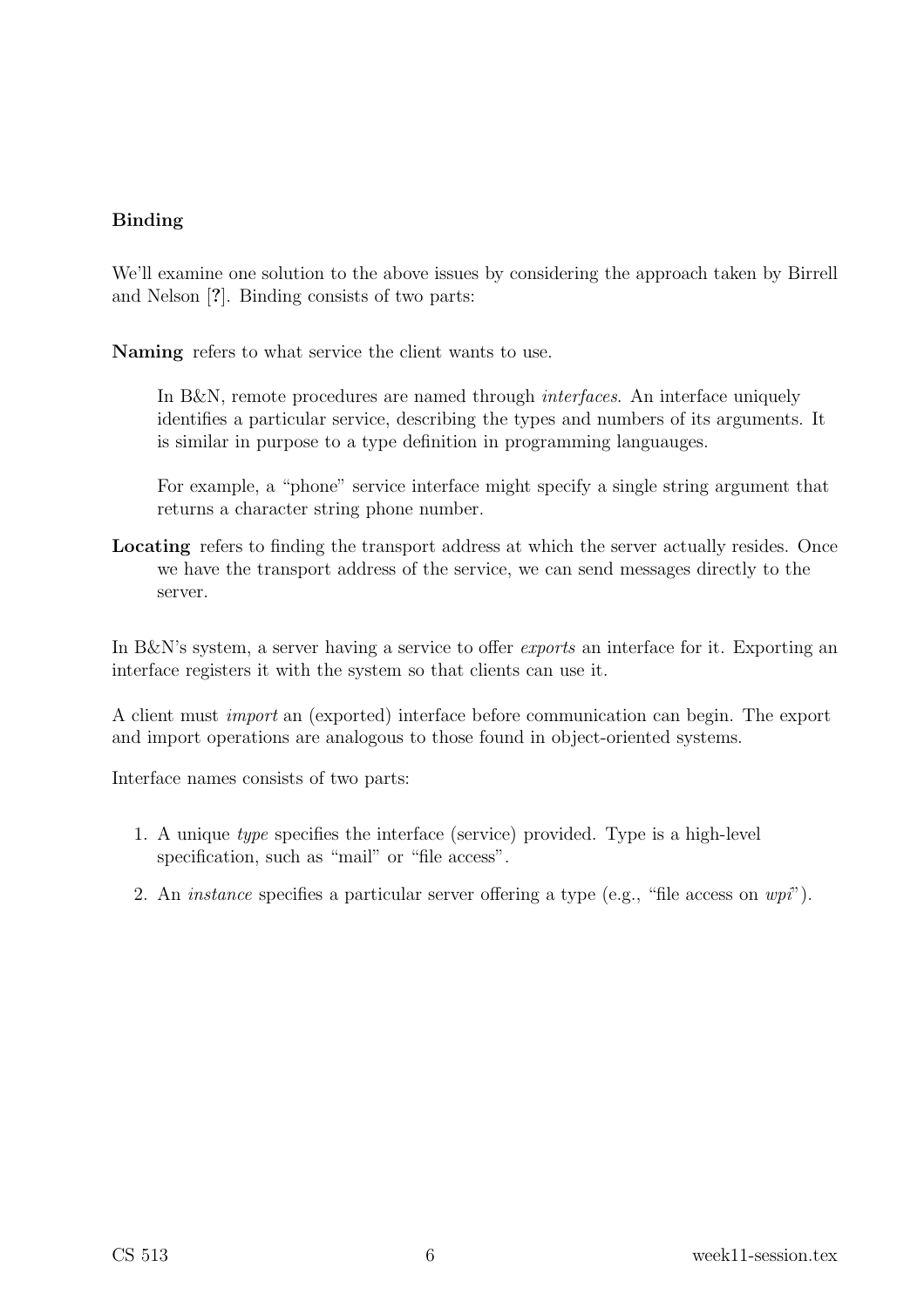**Binding**

We'll examine one solution to the above issues by considering the approach taken by Birrell and Nelson [**?**]. Binding consists of two parts:

**Naming** refers to what service the client wants to use.

> In B&N, remote procedures are named through *interfaces*. An interface uniquely identifies a particular service, describing the types and numbers of its arguments. It is similar in purpose to a type definition in programming languauges.
>
> For example, a "phone" service interface might specify a single string argument that returns a character string phone number.

**Locating** refers to finding the transport address at which the server actually resides. Once we have the transport address of the service, we can send messages directly to the server.

In B&N's system, a server having a service to offer *exports* an interface for it. Exporting an interface registers it with the system so that clients can use it.

A client must *import* an (exported) interface before communication can begin. The export and import operations are analogous to those found in object-oriented systems.

Interface names consists of two parts:

1. A unique *type* specifies the interface (service) provided. Type is a high-level specification, such as "mail" or "file access".
2. An *instance* specifies a particular server offering a type (e.g., "file access on *wpi*").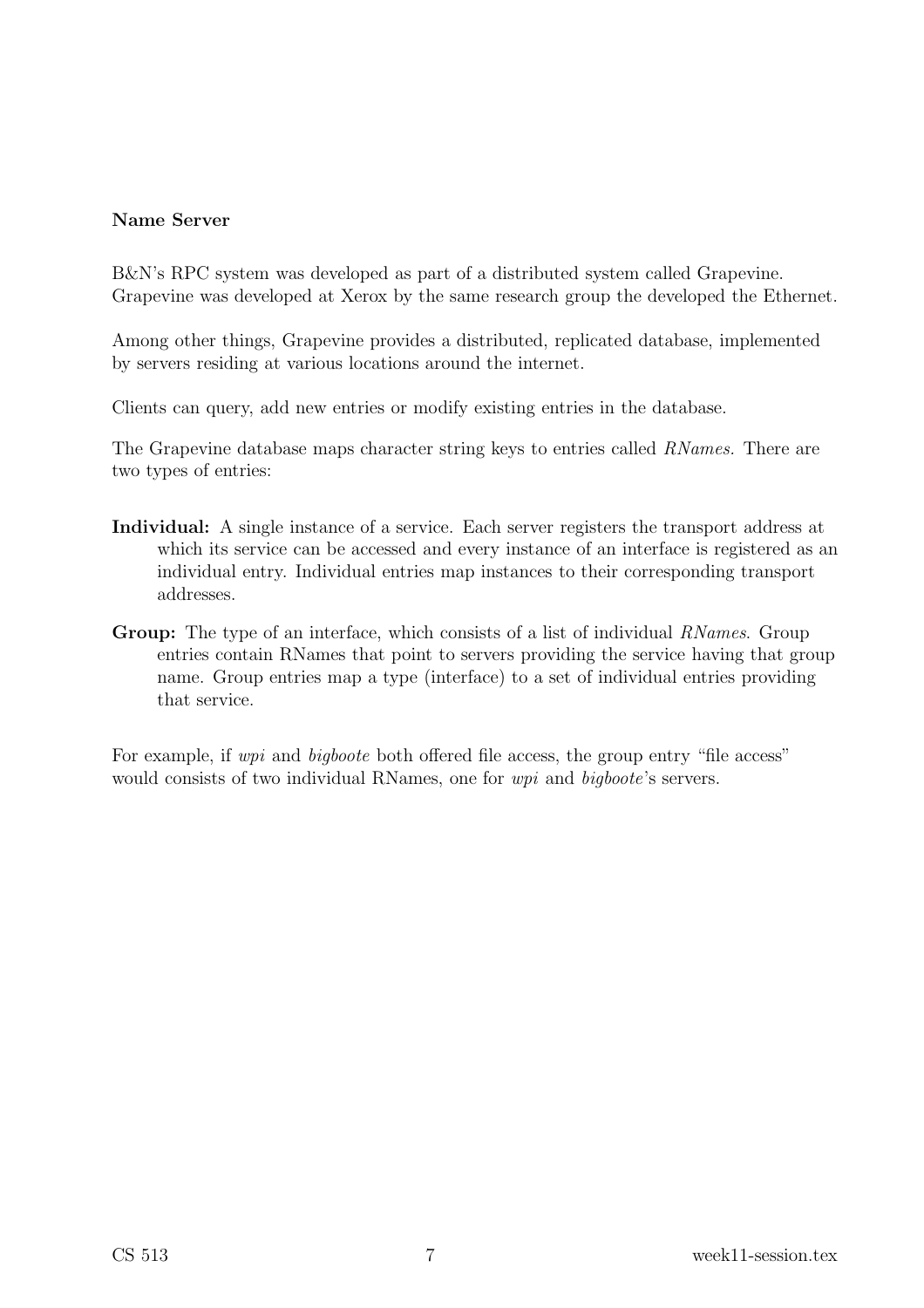**Name Server**

B&N's RPC system was developed as part of a distributed system called Grapevine. Grapevine was developed at Xerox by the same research group the developed the Ethernet.

Among other things, Grapevine provides a distributed, replicated database, implemented by servers residing at various locations around the internet.

Clients can query, add new entries or modify existing entries in the database.

The Grapevine database maps character string keys to entries called *RNames.* There are two types of entries:

**Individual:** A single instance of a service. Each server registers the transport address at which its service can be accessed and every instance of an interface is registered as an individual entry. Individual entries map instances to their corresponding transport addresses.

**Group:** The type of an interface, which consists of a list of individual *RNames*. Group entries contain RNames that point to servers providing the service having that group name. Group entries map a type (interface) to a set of individual entries providing that service.

For example, if *wpi* and *bigboote* both offered file access, the group entry "file access" would consists of two individual RNames, one for *wpi* and *bigboote*'s servers.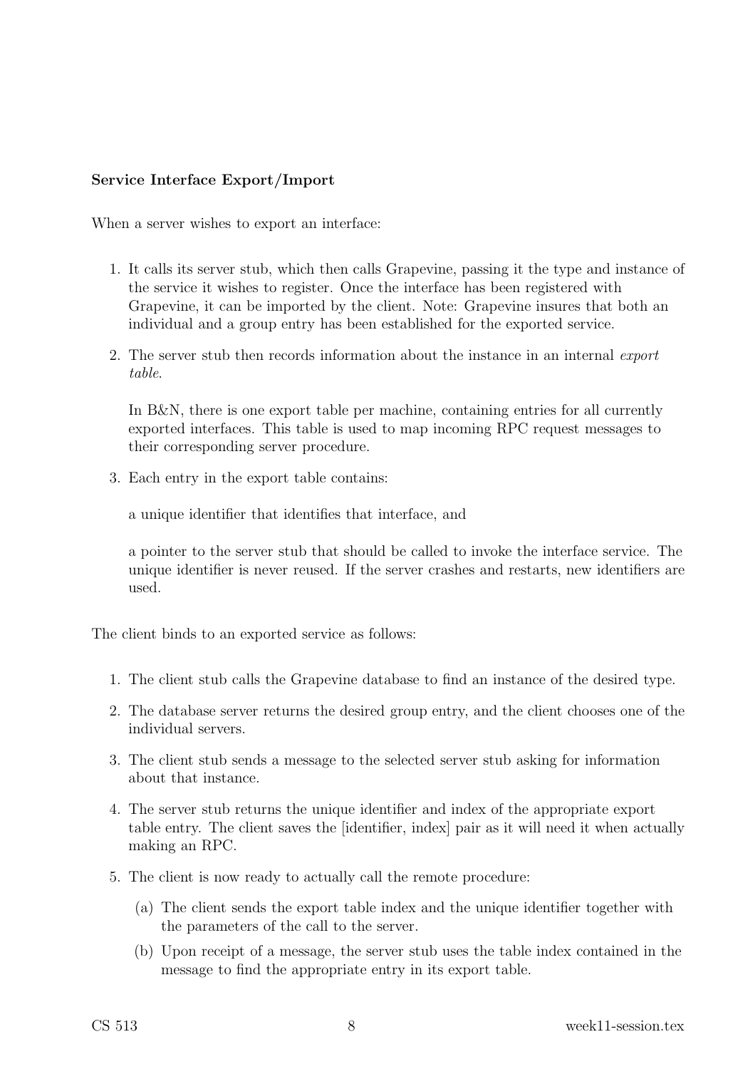**Service Interface Export/Import**

When a server wishes to export an interface:

1. It calls its server stub, which then calls Grapevine, passing it the type and instance of the service it wishes to register. Once the interface has been registered with Grapevine, it can be imported by the client. Note: Grapevine insures that both an individual and a group entry has been established for the exported service.

2. The server stub then records information about the instance in an internal *export table*.

   In B&N, there is one export table per machine, containing entries for all currently exported interfaces. This table is used to map incoming RPC request messages to their corresponding server procedure.

3. Each entry in the export table contains:

   a unique identifier that identifies that interface, and

   a pointer to the server stub that should be called to invoke the interface service. The unique identifier is never reused. If the server crashes and restarts, new identifiers are used.

The client binds to an exported service as follows:

1. The client stub calls the Grapevine database to find an instance of the desired type.

2. The database server returns the desired group entry, and the client chooses one of the individual servers.

3. The client stub sends a message to the selected server stub asking for information about that instance.

4. The server stub returns the unique identifier and index of the appropriate export table entry. The client saves the [identifier, index] pair as it will need it when actually making an RPC.

5. The client is now ready to actually call the remote procedure:

   (a) The client sends the export table index and the unique identifier together with the parameters of the call to the server.

   (b) Upon receipt of a message, the server stub uses the table index contained in the message to find the appropriate entry in its export table.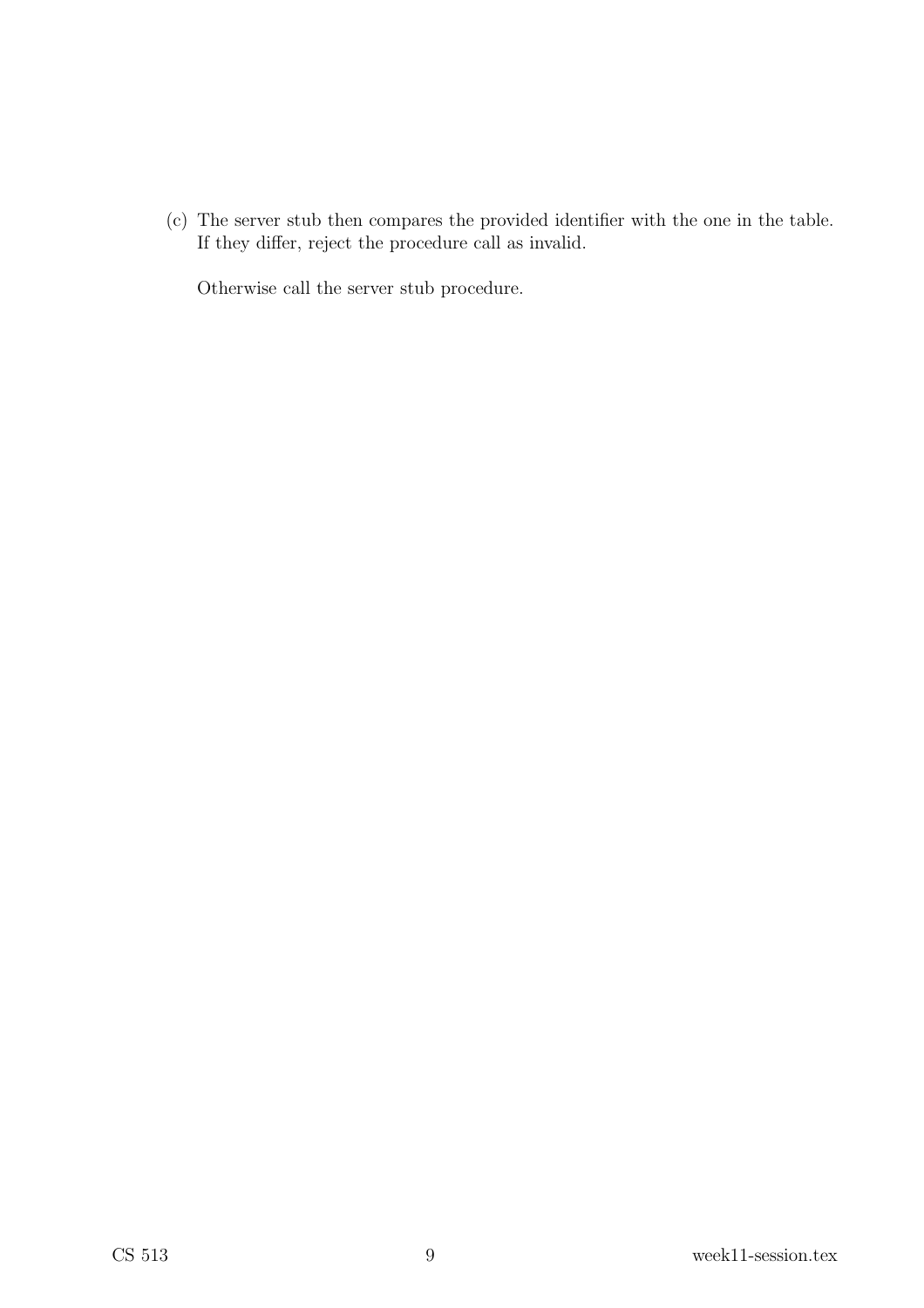(c) The server stub then compares the provided identifier with the one in the table. If they differ, reject the procedure call as invalid.

Otherwise call the server stub procedure.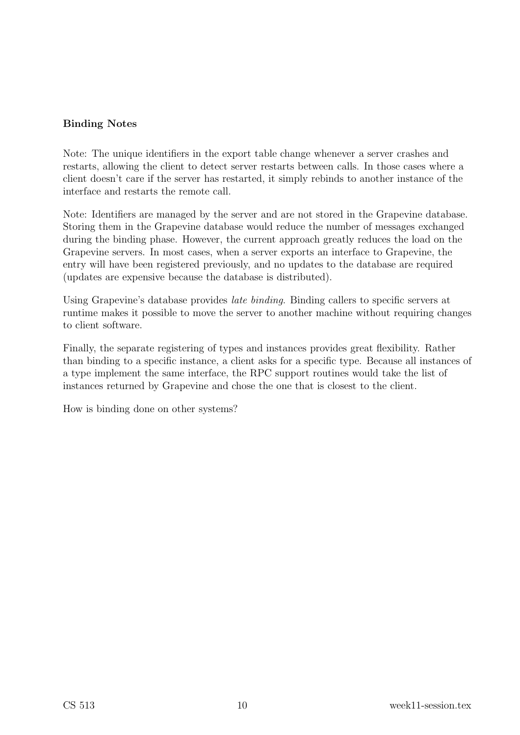**Binding Notes**

Note: The unique identifiers in the export table change whenever a server crashes and restarts, allowing the client to detect server restarts between calls. In those cases where a client doesn't care if the server has restarted, it simply rebinds to another instance of the interface and restarts the remote call.

Note: Identifiers are managed by the server and are not stored in the Grapevine database. Storing them in the Grapevine database would reduce the number of messages exchanged during the binding phase. However, the current approach greatly reduces the load on the Grapevine servers. In most cases, when a server exports an interface to Grapevine, the entry will have been registered previously, and no updates to the database are required (updates are expensive because the database is distributed).

Using Grapevine's database provides *late binding*. Binding callers to specific servers at runtime makes it possible to move the server to another machine without requiring changes to client software.

Finally, the separate registering of types and instances provides great flexibility. Rather than binding to a specific instance, a client asks for a specific type. Because all instances of a type implement the same interface, the RPC support routines would take the list of instances returned by Grapevine and chose the one that is closest to the client.

How is binding done on other systems?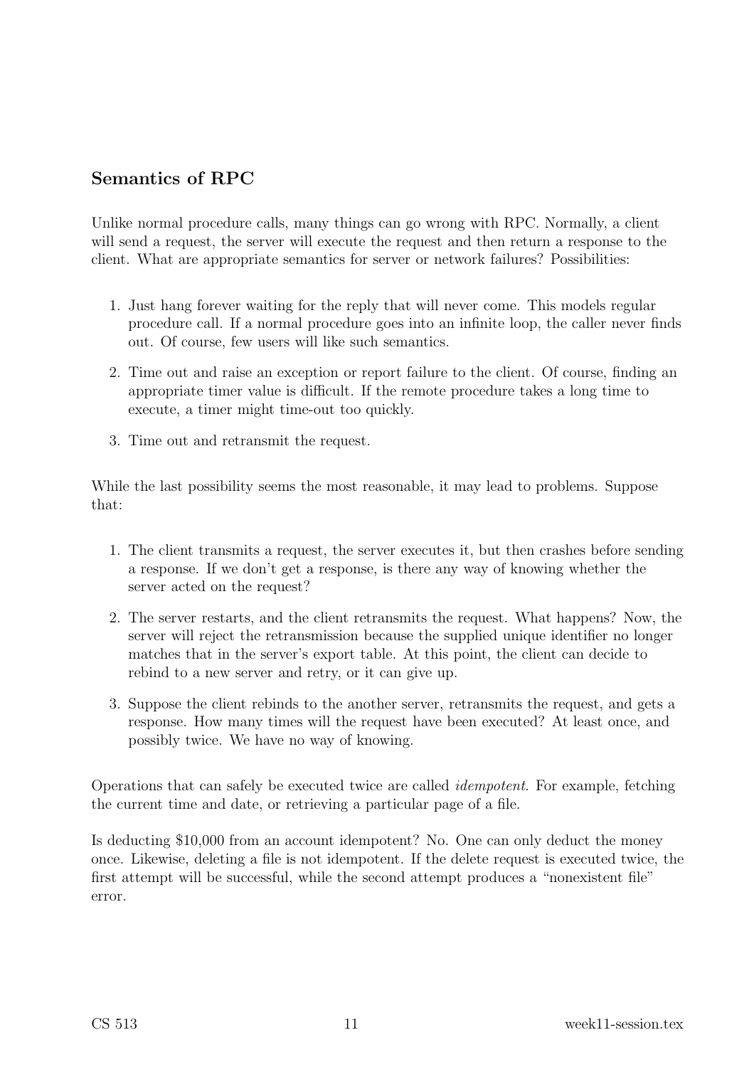## Semantics of RPC

Unlike normal procedure calls, many things can go wrong with RPC. Normally, a client will send a request, the server will execute the request and then return a response to the client. What are appropriate semantics for server or network failures? Possibilities:

1. Just hang forever waiting for the reply that will never come. This models regular procedure call. If a normal procedure goes into an infinite loop, the caller never finds out. Of course, few users will like such semantics.
2. Time out and raise an exception or report failure to the client. Of course, finding an appropriate timer value is difficult. If the remote procedure takes a long time to execute, a timer might time-out too quickly.
3. Time out and retransmit the request.

While the last possibility seems the most reasonable, it may lead to problems. Suppose that:

1. The client transmits a request, the server executes it, but then crashes before sending a response. If we don't get a response, is there any way of knowing whether the server acted on the request?
2. The server restarts, and the client retransmits the request. What happens? Now, the server will reject the retransmission because the supplied unique identifier no longer matches that in the server's export table. At this point, the client can decide to rebind to a new server and retry, or it can give up.
3. Suppose the client rebinds to the another server, retransmits the request, and gets a response. How many times will the request have been executed? At least once, and possibly twice. We have no way of knowing.

Operations that can safely be executed twice are called *idempotent*. For example, fetching the current time and date, or retrieving a particular page of a file.

Is deducting $10,000 from an account idempotent? No. One can only deduct the money once. Likewise, deleting a file is not idempotent. If the delete request is executed twice, the first attempt will be successful, while the second attempt produces a "nonexistent file" error.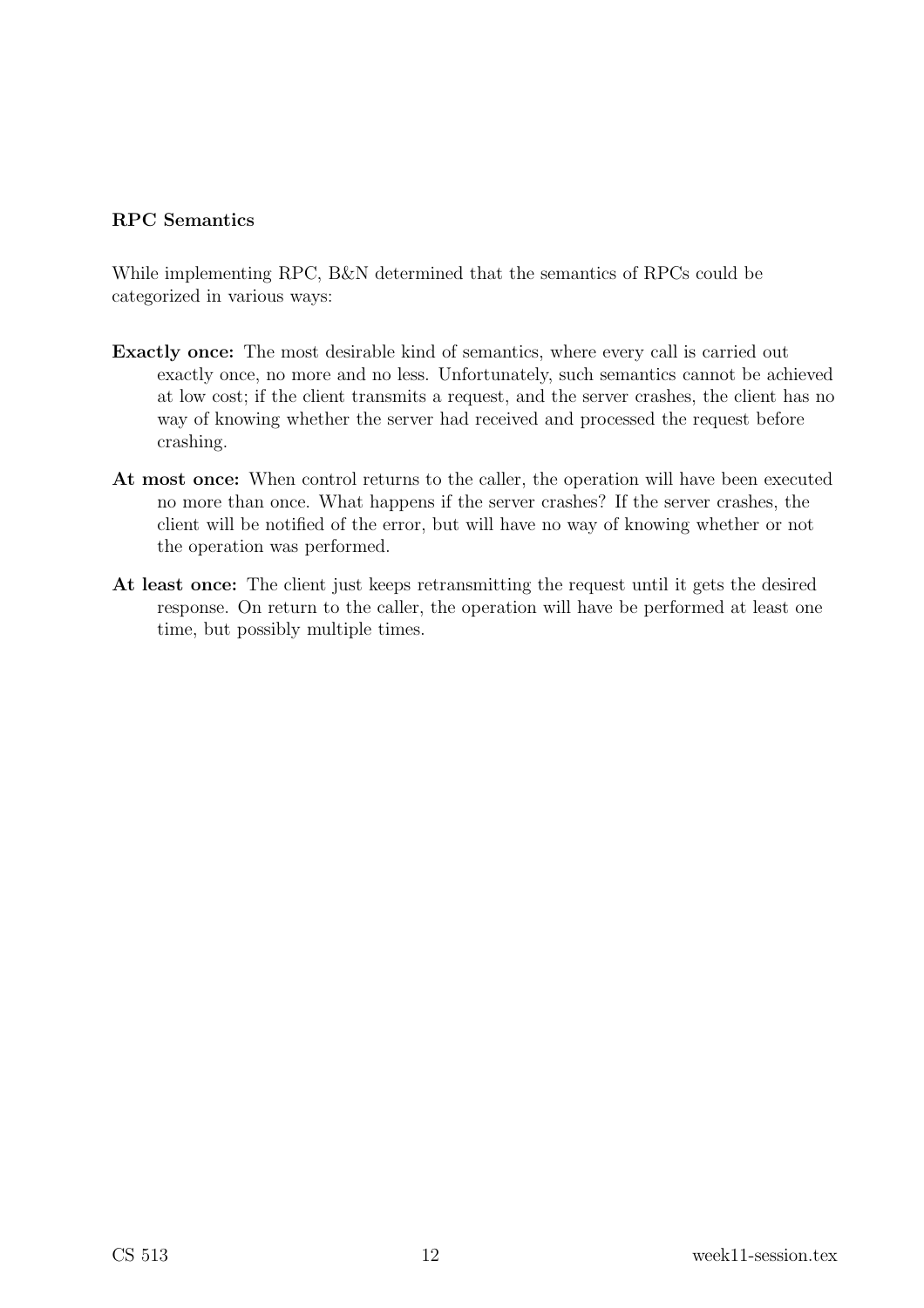**RPC Semantics**

While implementing RPC, B&N determined that the semantics of RPCs could be categorized in various ways:

**Exactly once:** The most desirable kind of semantics, where every call is carried out exactly once, no more and no less. Unfortunately, such semantics cannot be achieved at low cost; if the client transmits a request, and the server crashes, the client has no way of knowing whether the server had received and processed the request before crashing.

**At most once:** When control returns to the caller, the operation will have been executed no more than once. What happens if the server crashes? If the server crashes, the client will be notified of the error, but will have no way of knowing whether or not the operation was performed.

**At least once:** The client just keeps retransmitting the request until it gets the desired response. On return to the caller, the operation will have be performed at least one time, but possibly multiple times.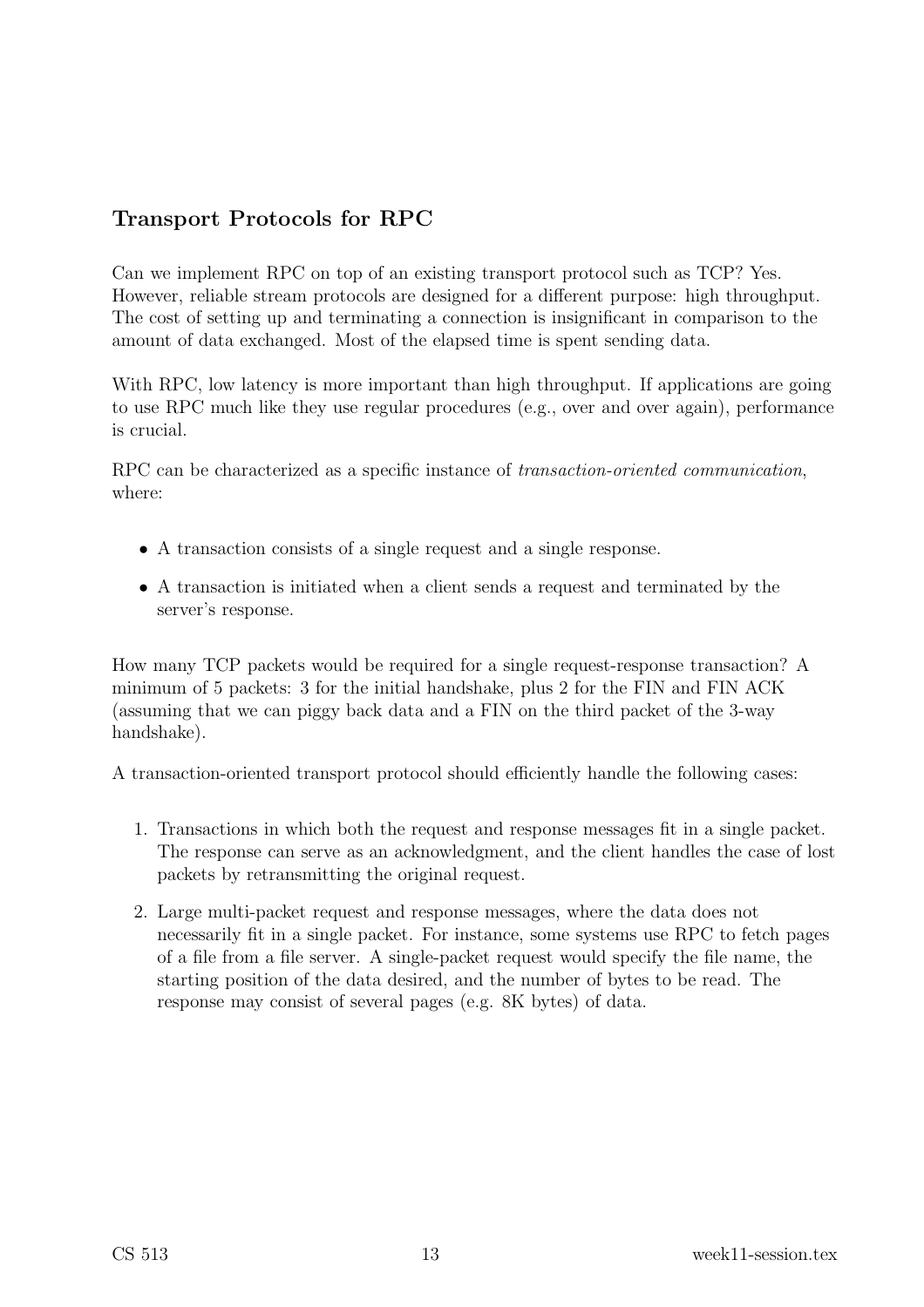## Transport Protocols for RPC

Can we implement RPC on top of an existing transport protocol such as TCP? Yes. However, reliable stream protocols are designed for a different purpose: high throughput. The cost of setting up and terminating a connection is insignificant in comparison to the amount of data exchanged. Most of the elapsed time is spent sending data.

With RPC, low latency is more important than high throughput. If applications are going to use RPC much like they use regular procedures (e.g., over and over again), performance is crucial.

RPC can be characterized as a specific instance of *transaction-oriented communication*, where:

- A transaction consists of a single request and a single response.
- A transaction is initiated when a client sends a request and terminated by the server's response.

How many TCP packets would be required for a single request-response transaction? A minimum of 5 packets: 3 for the initial handshake, plus 2 for the FIN and FIN ACK (assuming that we can piggy back data and a FIN on the third packet of the 3-way handshake).

A transaction-oriented transport protocol should efficiently handle the following cases:

1. Transactions in which both the request and response messages fit in a single packet. The response can serve as an acknowledgment, and the client handles the case of lost packets by retransmitting the original request.
2. Large multi-packet request and response messages, where the data does not necessarily fit in a single packet. For instance, some systems use RPC to fetch pages of a file from a file server. A single-packet request would specify the file name, the starting position of the data desired, and the number of bytes to be read. The response may consist of several pages (e.g. 8K bytes) of data.